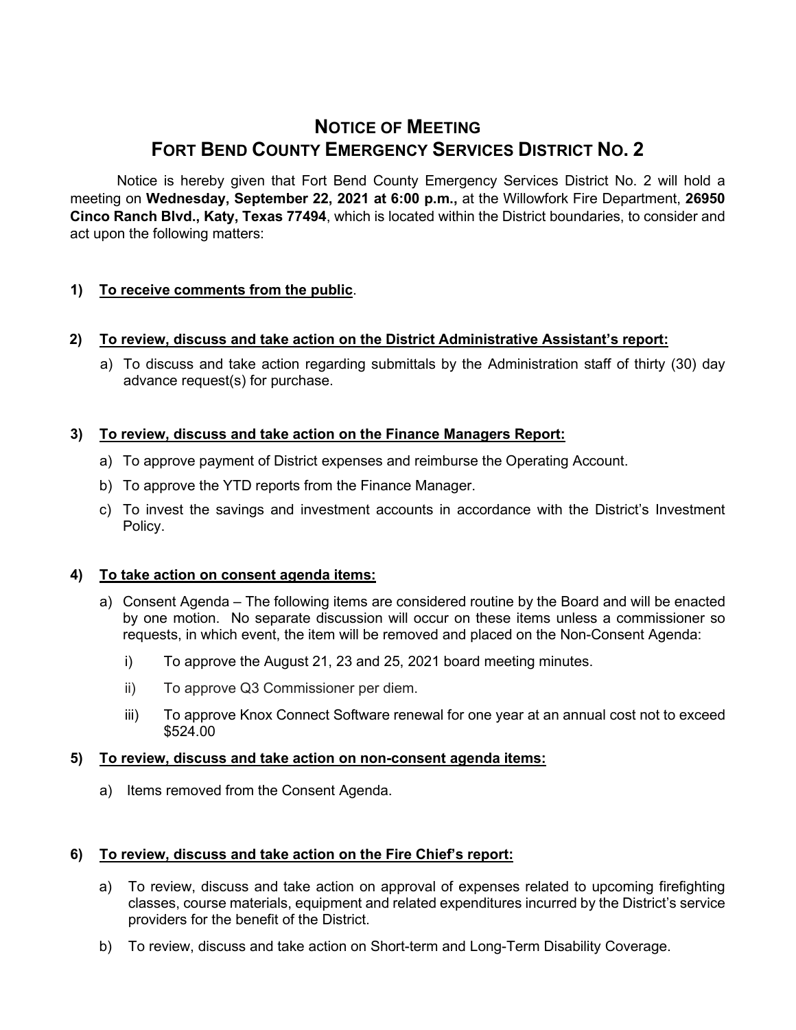# NOTICE OF MEETING
# FORT BEND COUNTY EMERGENCY SERVICES DISTRICT NO. 2

Notice is hereby given that Fort Bend County Emergency Services District No. 2 will hold a meeting on **Wednesday, September 22, 2021 at 6:00 p.m.,** at the Willowfork Fire Department, **26950 Cinco Ranch Blvd., Katy, Texas 77494**, which is located within the District boundaries, to consider and act upon the following matters:

**1) <u>To receive comments from the public</u>.**

**2) <u>To review, discuss and take action on the District Administrative Assistant's report:</u>**

a) To discuss and take action regarding submittals by the Administration staff of thirty (30) day advance request(s) for purchase.

**3) <u>To review, discuss and take action on the Finance Managers Report:</u>**

a) To approve payment of District expenses and reimburse the Operating Account.

b) To approve the YTD reports from the Finance Manager.

c) To invest the savings and investment accounts in accordance with the District's Investment Policy.

**4) <u>To take action on consent agenda items:</u>**

a) Consent Agenda – The following items are considered routine by the Board and will be enacted by one motion. No separate discussion will occur on these items unless a commissioner so requests, in which event, the item will be removed and placed on the Non-Consent Agenda:

i) To approve the August 21, 23 and 25, 2021 board meeting minutes.

ii) To approve Q3 Commissioner per diem.

iii) To approve Knox Connect Software renewal for one year at an annual cost not to exceed $524.00

**5) <u>To review, discuss and take action on non-consent agenda items:</u>**

a) Items removed from the Consent Agenda.

**6) <u>To review, discuss and take action on the Fire Chief's report:</u>**

a) To review, discuss and take action on approval of expenses related to upcoming firefighting classes, course materials, equipment and related expenditures incurred by the District's service providers for the benefit of the District.

b) To review, discuss and take action on Short-term and Long-Term Disability Coverage.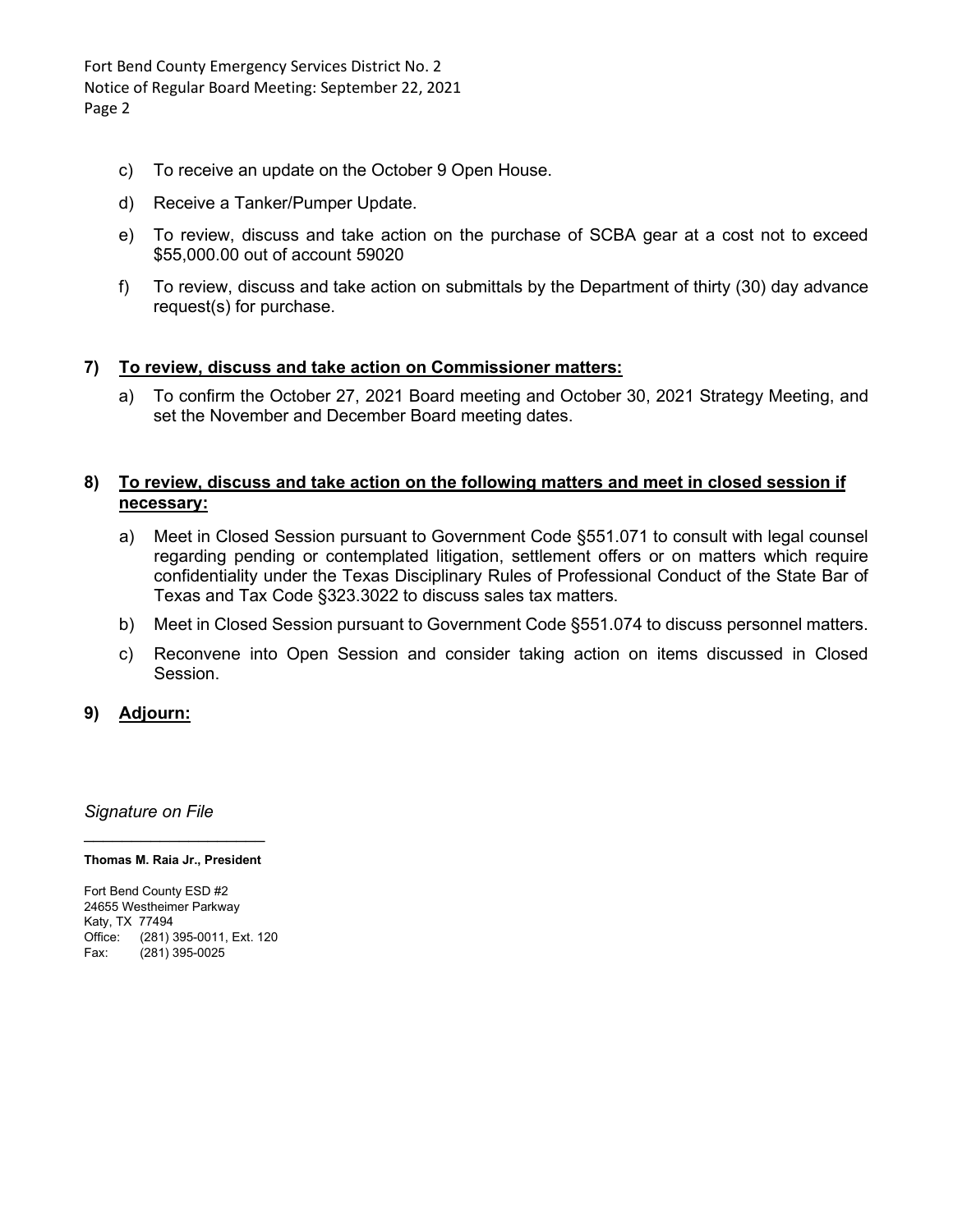c) To receive an update on the October 9 Open House.

d) Receive a Tanker/Pumper Update.

e) To review, discuss and take action on the purchase of SCBA gear at a cost not to exceed $55,000.00 out of account 59020

f) To review, discuss and take action on submittals by the Department of thirty (30) day advance request(s) for purchase.

**7) To review, discuss and take action on Commissioner matters:**

a) To confirm the October 27, 2021 Board meeting and October 30, 2021 Strategy Meeting, and set the November and December Board meeting dates.

**8) To review, discuss and take action on the following matters and meet in closed session if necessary:**

a) Meet in Closed Session pursuant to Government Code §551.071 to consult with legal counsel regarding pending or contemplated litigation, settlement offers or on matters which require confidentiality under the Texas Disciplinary Rules of Professional Conduct of the State Bar of Texas and Tax Code §323.3022 to discuss sales tax matters.

b) Meet in Closed Session pursuant to Government Code §551.074 to discuss personnel matters.

c) Reconvene into Open Session and consider taking action on items discussed in Closed Session.

**9) Adjourn:**

*Signature on File*

**Thomas M. Raia Jr., President**

Fort Bend County ESD #2
24655 Westheimer Parkway
Katy, TX 77494
Office: (281) 395-0011, Ext. 120
Fax: (281) 395-0025